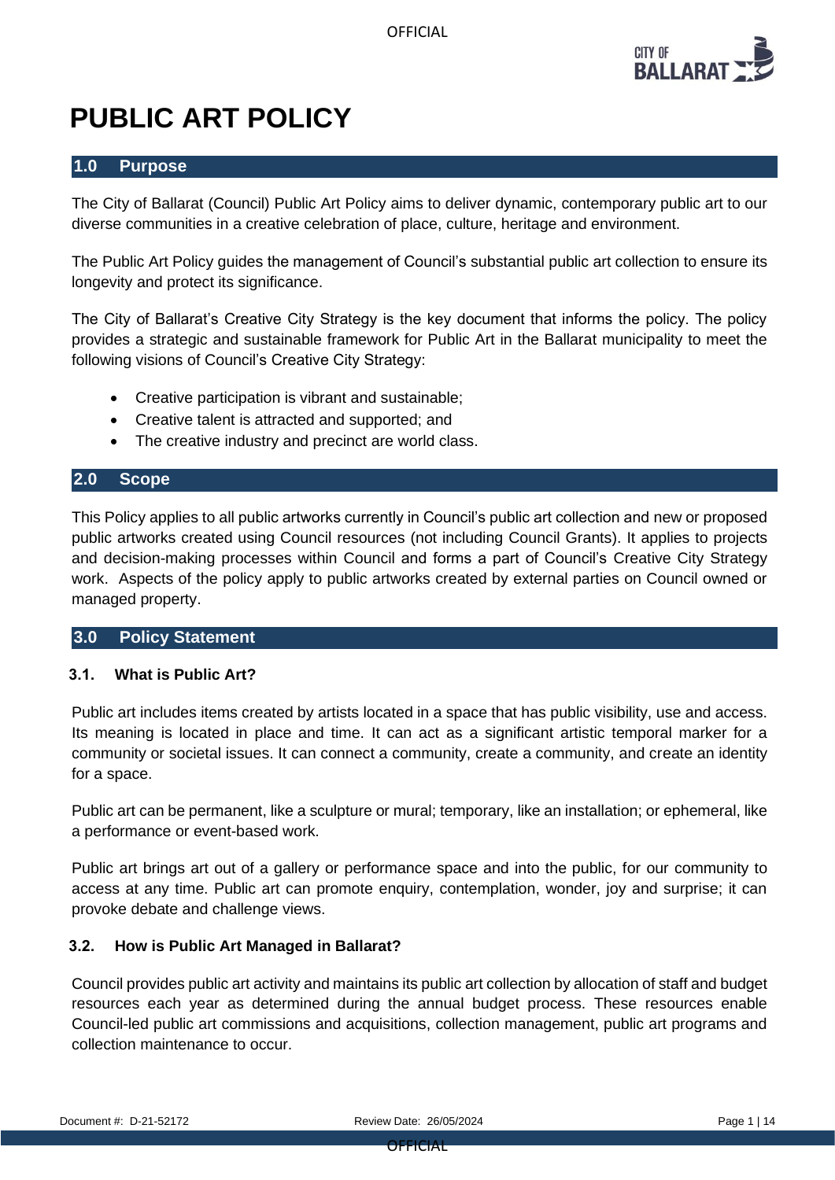# PUBLIC ART POLICY

## 1.0 Purpose

The City of Ballarat (Council) Public Art Policy aims to deliver dynamic, contemporary public art to our diverse communities in a creative celebration of place, culture, heritage and environment.

The Public Art Policy guides the management of Council's substantial public art collection to ensure its longevity and protect its significance.

The City of Ballarat's Creative City Strategy is the key document that informs the policy. The policy provides a strategic and sustainable framework for Public Art in the Ballarat municipality to meet the following visions of Council's Creative City Strategy:

- Creative participation is vibrant and sustainable;
- Creative talent is attracted and supported; and
- The creative industry and precinct are world class.

## 2.0 Scope

This Policy applies to all public artworks currently in Council's public art collection and new or proposed public artworks created using Council resources (not including Council Grants). It applies to projects and decision-making processes within Council and forms a part of Council's Creative City Strategy work. Aspects of the policy apply to public artworks created by external parties on Council owned or managed property.

## 3.0 Policy Statement

### 3.1. What is Public Art?

Public art includes items created by artists located in a space that has public visibility, use and access. Its meaning is located in place and time. It can act as a significant artistic temporal marker for a community or societal issues. It can connect a community, create a community, and create an identity for a space.

Public art can be permanent, like a sculpture or mural; temporary, like an installation; or ephemeral, like a performance or event-based work.

Public art brings art out of a gallery or performance space and into the public, for our community to access at any time. Public art can promote enquiry, contemplation, wonder, joy and surprise; it can provoke debate and challenge views.

### 3.2. How is Public Art Managed in Ballarat?

Council provides public art activity and maintains its public art collection by allocation of staff and budget resources each year as determined during the annual budget process. These resources enable Council-led public art commissions and acquisitions, collection management, public art programs and collection maintenance to occur.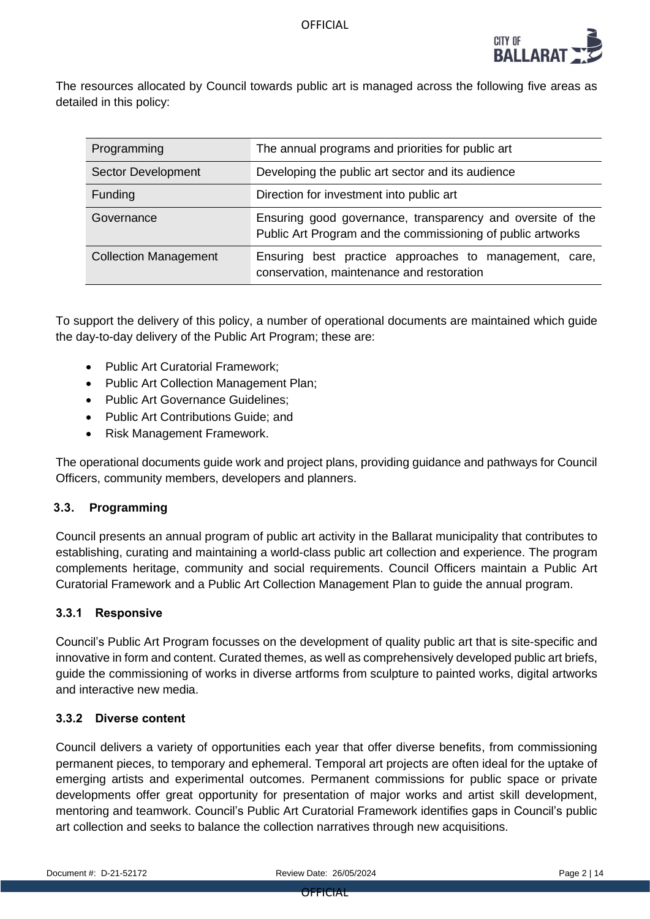The resources allocated by Council towards public art is managed across the following five areas as detailed in this policy:

| | |
|---|---|
| Programming | The annual programs and priorities for public art |
| Sector Development | Developing the public art sector and its audience |
| Funding | Direction for investment into public art |
| Governance | Ensuring good governance, transparency and oversite of the Public Art Program and the commissioning of public artworks |
| Collection Management | Ensuring best practice approaches to management, care, conservation, maintenance and restoration |

To support the delivery of this policy, a number of operational documents are maintained which guide the day-to-day delivery of the Public Art Program; these are:

- Public Art Curatorial Framework;
- Public Art Collection Management Plan;
- Public Art Governance Guidelines;
- Public Art Contributions Guide; and
- Risk Management Framework.

The operational documents guide work and project plans, providing guidance and pathways for Council Officers, community members, developers and planners.

### 3.3. Programming

Council presents an annual program of public art activity in the Ballarat municipality that contributes to establishing, curating and maintaining a world-class public art collection and experience. The program complements heritage, community and social requirements. Council Officers maintain a Public Art Curatorial Framework and a Public Art Collection Management Plan to guide the annual program.

#### 3.3.1 Responsive

Council's Public Art Program focusses on the development of quality public art that is site-specific and innovative in form and content. Curated themes, as well as comprehensively developed public art briefs, guide the commissioning of works in diverse artforms from sculpture to painted works, digital artworks and interactive new media.

#### 3.3.2 Diverse content

Council delivers a variety of opportunities each year that offer diverse benefits, from commissioning permanent pieces, to temporary and ephemeral. Temporal art projects are often ideal for the uptake of emerging artists and experimental outcomes. Permanent commissions for public space or private developments offer great opportunity for presentation of major works and artist skill development, mentoring and teamwork. Council's Public Art Curatorial Framework identifies gaps in Council's public art collection and seeks to balance the collection narratives through new acquisitions.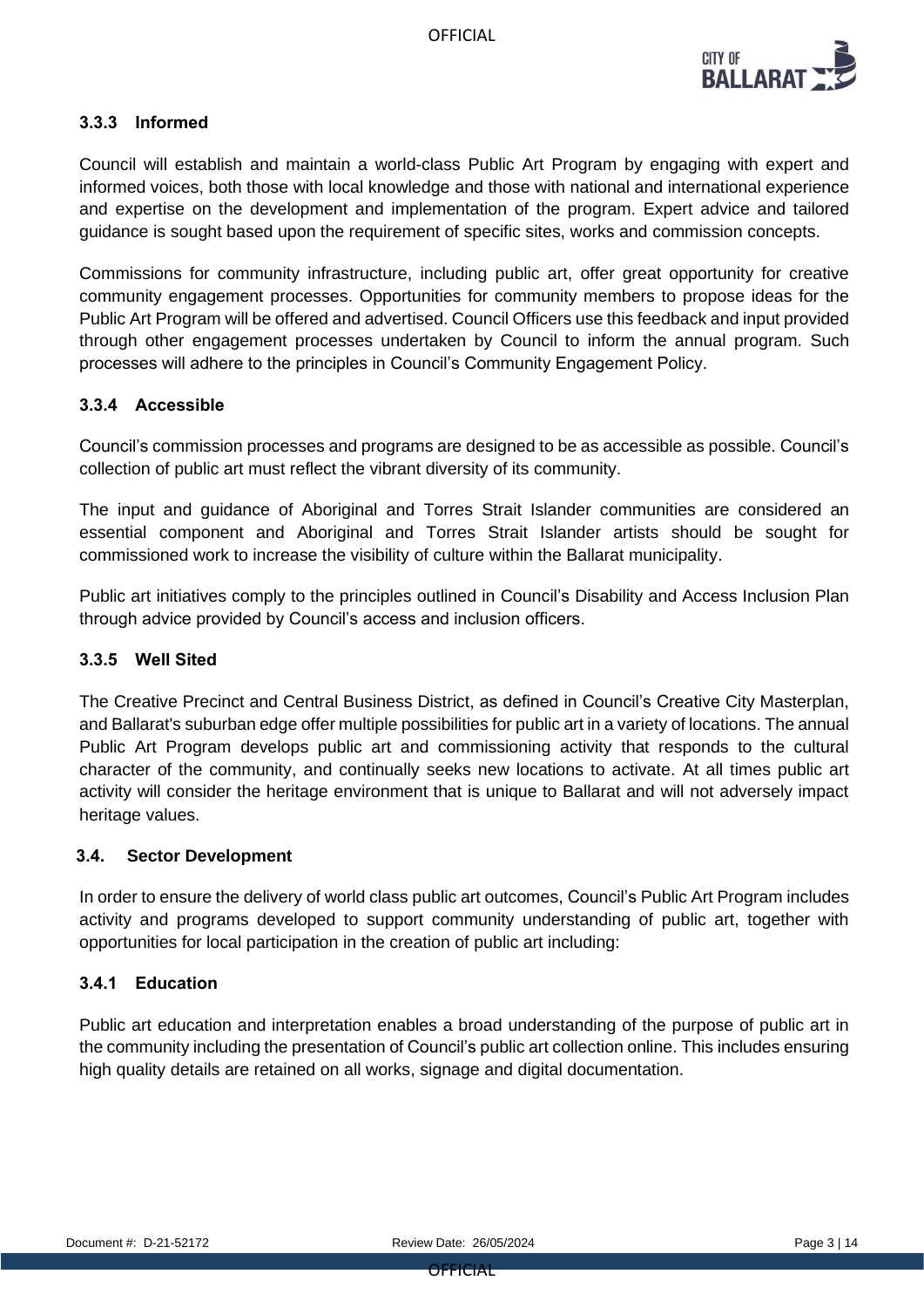### 3.3.3 Informed

Council will establish and maintain a world-class Public Art Program by engaging with expert and informed voices, both those with local knowledge and those with national and international experience and expertise on the development and implementation of the program. Expert advice and tailored guidance is sought based upon the requirement of specific sites, works and commission concepts.

Commissions for community infrastructure, including public art, offer great opportunity for creative community engagement processes. Opportunities for community members to propose ideas for the Public Art Program will be offered and advertised. Council Officers use this feedback and input provided through other engagement processes undertaken by Council to inform the annual program. Such processes will adhere to the principles in Council's Community Engagement Policy.

### 3.3.4 Accessible

Council's commission processes and programs are designed to be as accessible as possible. Council's collection of public art must reflect the vibrant diversity of its community.

The input and guidance of Aboriginal and Torres Strait Islander communities are considered an essential component and Aboriginal and Torres Strait Islander artists should be sought for commissioned work to increase the visibility of culture within the Ballarat municipality.

Public art initiatives comply to the principles outlined in Council's Disability and Access Inclusion Plan through advice provided by Council's access and inclusion officers.

### 3.3.5 Well Sited

The Creative Precinct and Central Business District, as defined in Council's Creative City Masterplan, and Ballarat's suburban edge offer multiple possibilities for public art in a variety of locations. The annual Public Art Program develops public art and commissioning activity that responds to the cultural character of the community, and continually seeks new locations to activate. At all times public art activity will consider the heritage environment that is unique to Ballarat and will not adversely impact heritage values.

## 3.4. Sector Development

In order to ensure the delivery of world class public art outcomes, Council's Public Art Program includes activity and programs developed to support community understanding of public art, together with opportunities for local participation in the creation of public art including:

### 3.4.1 Education

Public art education and interpretation enables a broad understanding of the purpose of public art in the community including the presentation of Council's public art collection online. This includes ensuring high quality details are retained on all works, signage and digital documentation.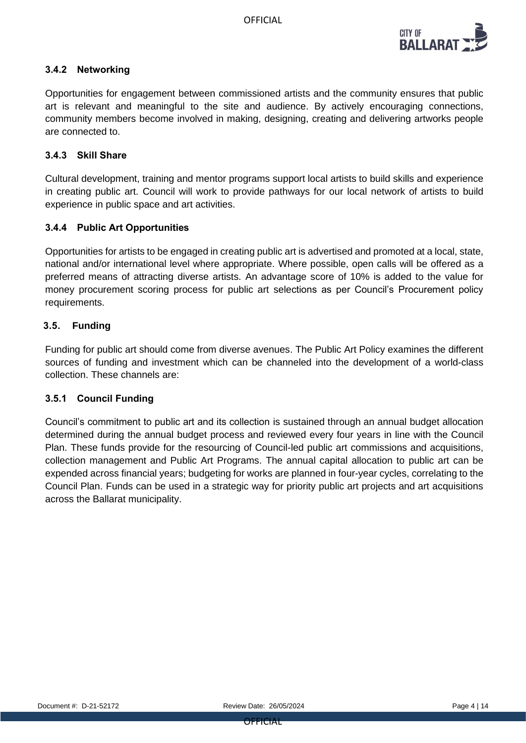### 3.4.2 Networking

Opportunities for engagement between commissioned artists and the community ensures that public art is relevant and meaningful to the site and audience. By actively encouraging connections, community members become involved in making, designing, creating and delivering artworks people are connected to.

### 3.4.3 Skill Share

Cultural development, training and mentor programs support local artists to build skills and experience in creating public art. Council will work to provide pathways for our local network of artists to build experience in public space and art activities.

### 3.4.4 Public Art Opportunities

Opportunities for artists to be engaged in creating public art is advertised and promoted at a local, state, national and/or international level where appropriate. Where possible, open calls will be offered as a preferred means of attracting diverse artists. An advantage score of 10% is added to the value for money procurement scoring process for public art selections as per Council's Procurement policy requirements.

## 3.5. Funding

Funding for public art should come from diverse avenues. The Public Art Policy examines the different sources of funding and investment which can be channeled into the development of a world-class collection. These channels are:

### 3.5.1 Council Funding

Council's commitment to public art and its collection is sustained through an annual budget allocation determined during the annual budget process and reviewed every four years in line with the Council Plan. These funds provide for the resourcing of Council-led public art commissions and acquisitions, collection management and Public Art Programs. The annual capital allocation to public art can be expended across financial years; budgeting for works are planned in four-year cycles, correlating to the Council Plan. Funds can be used in a strategic way for priority public art projects and art acquisitions across the Ballarat municipality.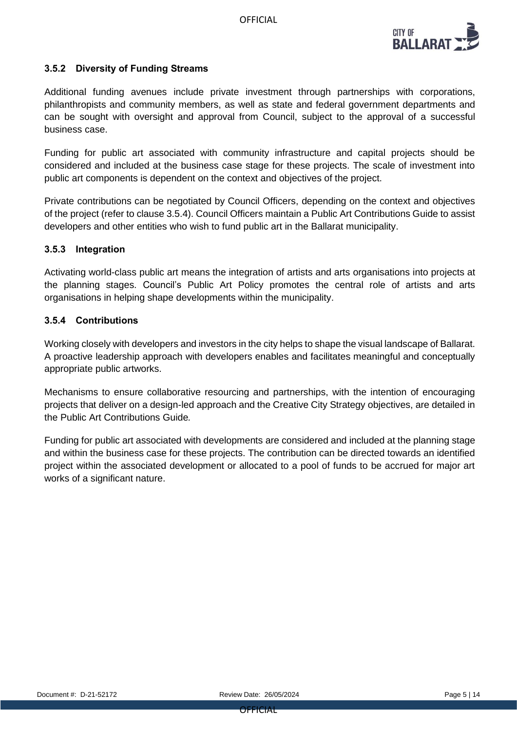### 3.5.2 Diversity of Funding Streams

Additional funding avenues include private investment through partnerships with corporations, philanthropists and community members, as well as state and federal government departments and can be sought with oversight and approval from Council, subject to the approval of a successful business case.

Funding for public art associated with community infrastructure and capital projects should be considered and included at the business case stage for these projects. The scale of investment into public art components is dependent on the context and objectives of the project.

Private contributions can be negotiated by Council Officers, depending on the context and objectives of the project (refer to clause 3.5.4). Council Officers maintain a Public Art Contributions Guide to assist developers and other entities who wish to fund public art in the Ballarat municipality.

### 3.5.3 Integration

Activating world-class public art means the integration of artists and arts organisations into projects at the planning stages. Council's Public Art Policy promotes the central role of artists and arts organisations in helping shape developments within the municipality.

### 3.5.4 Contributions

Working closely with developers and investors in the city helps to shape the visual landscape of Ballarat. A proactive leadership approach with developers enables and facilitates meaningful and conceptually appropriate public artworks.

Mechanisms to ensure collaborative resourcing and partnerships, with the intention of encouraging projects that deliver on a design-led approach and the Creative City Strategy objectives, are detailed in the Public Art Contributions Guide*.*

Funding for public art associated with developments are considered and included at the planning stage and within the business case for these projects. The contribution can be directed towards an identified project within the associated development or allocated to a pool of funds to be accrued for major art works of a significant nature.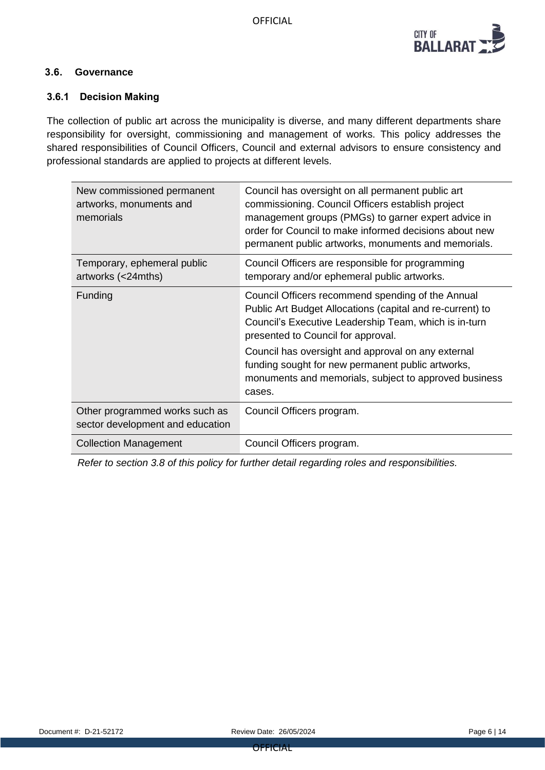## 3.6. Governance

### 3.6.1 Decision Making

The collection of public art across the municipality is diverse, and many different departments share responsibility for oversight, commissioning and management of works. This policy addresses the shared responsibilities of Council Officers, Council and external advisors to ensure consistency and professional standards are applied to projects at different levels.

| | |
|---|---|
| New commissioned permanent artworks, monuments and memorials | Council has oversight on all permanent public art commissioning. Council Officers establish project management groups (PMGs) to garner expert advice in order for Council to make informed decisions about new permanent public artworks, monuments and memorials. |
| Temporary, ephemeral public artworks (<24mths) | Council Officers are responsible for programming temporary and/or ephemeral public artworks. |
| Funding | Council Officers recommend spending of the Annual Public Art Budget Allocations (capital and re-current) to Council's Executive Leadership Team, which is in-turn presented to Council for approval.<br><br>Council has oversight and approval on any external funding sought for new permanent public artworks, monuments and memorials, subject to approved business cases. |
| Other programmed works such as sector development and education | Council Officers program. |
| Collection Management | Council Officers program. |

*Refer to section 3.8 of this policy for further detail regarding roles and responsibilities.*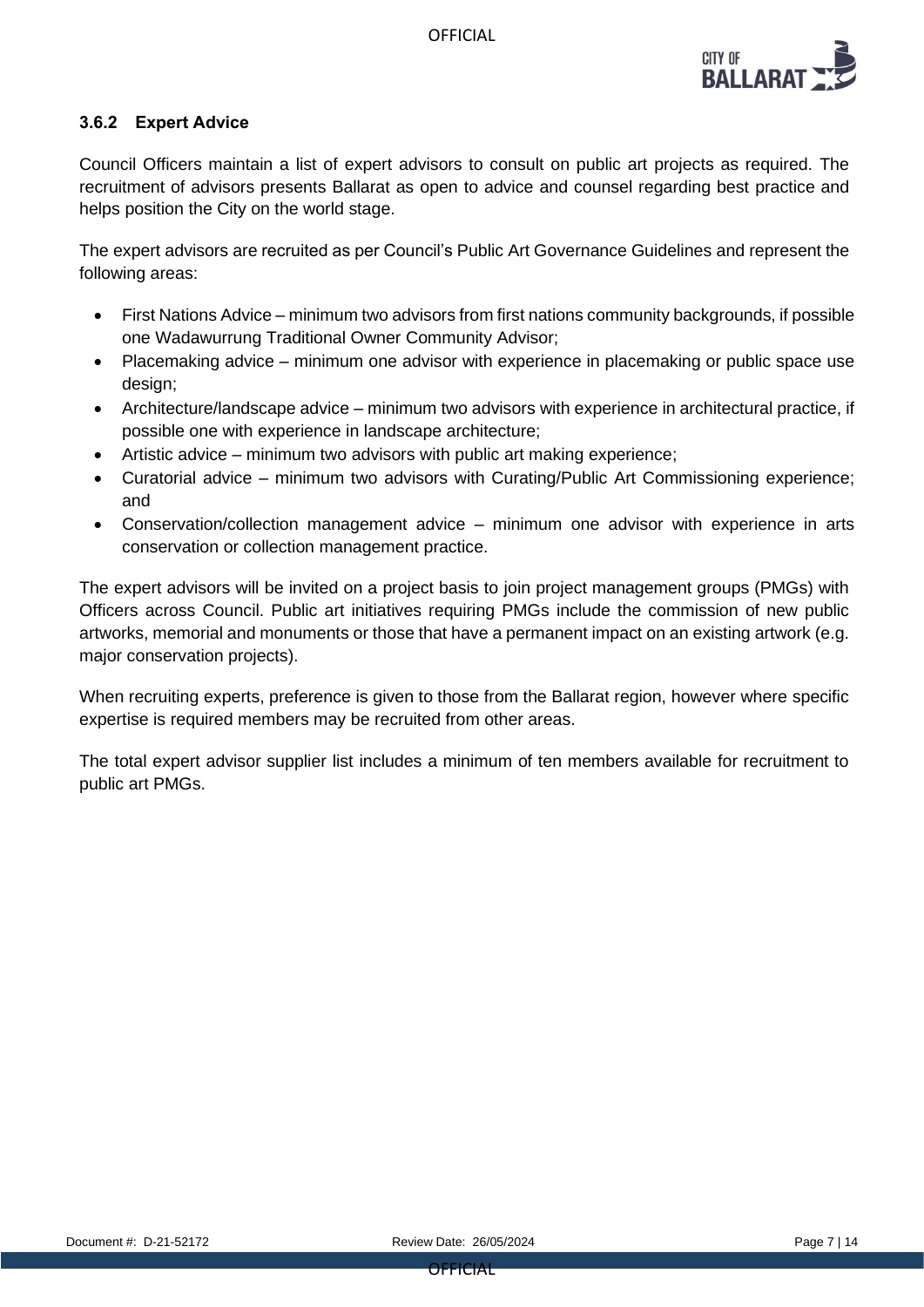### 3.6.2 Expert Advice

Council Officers maintain a list of expert advisors to consult on public art projects as required. The recruitment of advisors presents Ballarat as open to advice and counsel regarding best practice and helps position the City on the world stage.

The expert advisors are recruited as per Council's Public Art Governance Guidelines and represent the following areas:

- First Nations Advice – minimum two advisors from first nations community backgrounds, if possible one Wadawurrung Traditional Owner Community Advisor;
- Placemaking advice – minimum one advisor with experience in placemaking or public space use design;
- Architecture/landscape advice – minimum two advisors with experience in architectural practice, if possible one with experience in landscape architecture;
- Artistic advice – minimum two advisors with public art making experience;
- Curatorial advice – minimum two advisors with Curating/Public Art Commissioning experience; and
- Conservation/collection management advice – minimum one advisor with experience in arts conservation or collection management practice.

The expert advisors will be invited on a project basis to join project management groups (PMGs) with Officers across Council. Public art initiatives requiring PMGs include the commission of new public artworks, memorial and monuments or those that have a permanent impact on an existing artwork (e.g. major conservation projects).

When recruiting experts, preference is given to those from the Ballarat region, however where specific expertise is required members may be recruited from other areas.

The total expert advisor supplier list includes a minimum of ten members available for recruitment to public art PMGs.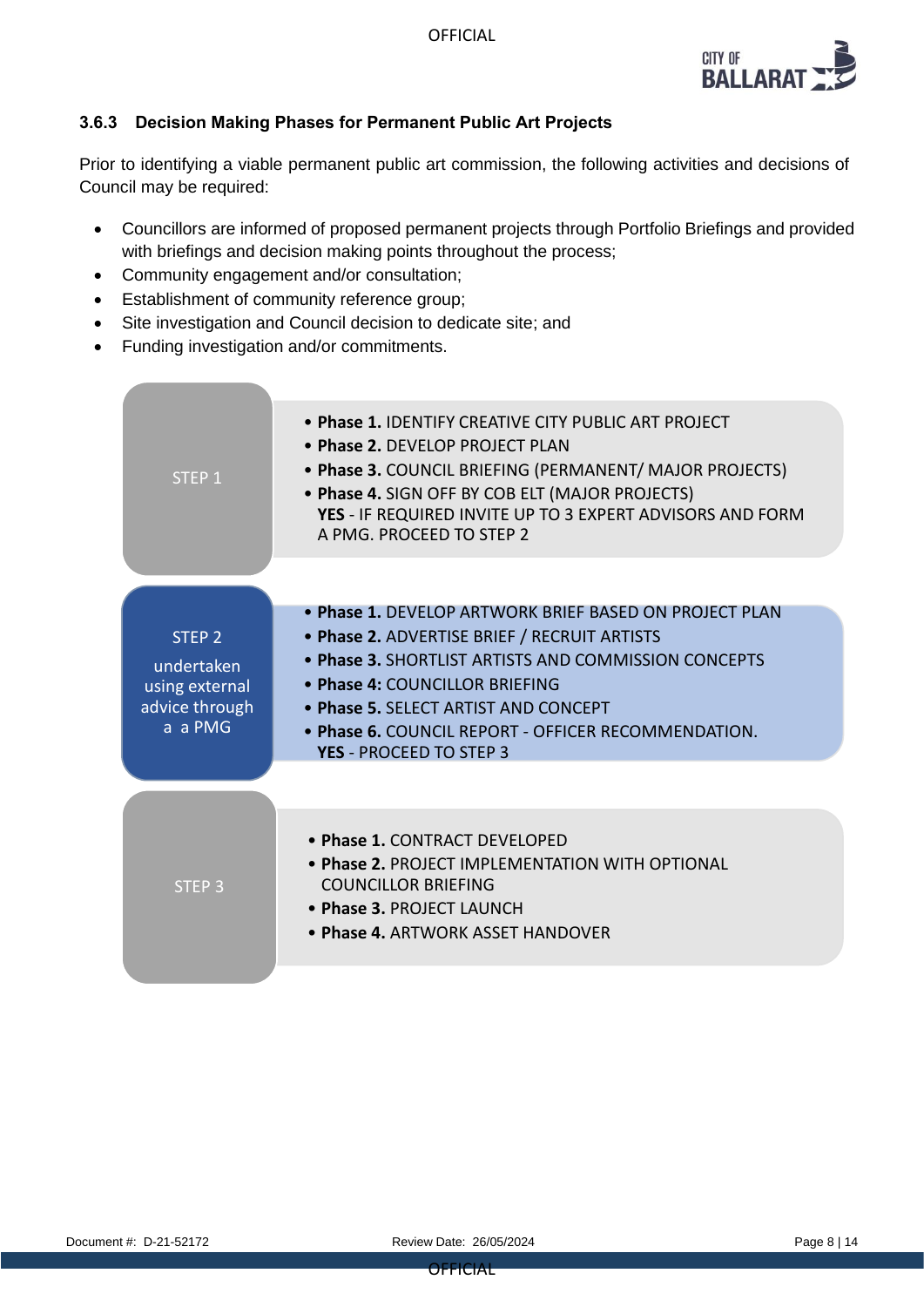### 3.6.3 Decision Making Phases for Permanent Public Art Projects

Prior to identifying a viable permanent public art commission, the following activities and decisions of Council may be required:

- Councillors are informed of proposed permanent projects through Portfolio Briefings and provided with briefings and decision making points throughout the process;
- Community engagement and/or consultation;
- Establishment of community reference group;
- Site investigation and Council decision to dedicate site; and
- Funding investigation and/or commitments.

STEP 1

- **Phase 1.** IDENTIFY CREATIVE CITY PUBLIC ART PROJECT
- **Phase 2.** DEVELOP PROJECT PLAN
- **Phase 3.** COUNCIL BRIEFING (PERMANENT/ MAJOR PROJECTS)
- **Phase 4.** SIGN OFF BY COB ELT (MAJOR PROJECTS)
  **YES** - IF REQUIRED INVITE UP TO 3 EXPERT ADVISORS AND FORM A PMG. PROCEED TO STEP 2

STEP 2 undertaken using external advice through a a PMG

- **Phase 1.** DEVELOP ARTWORK BRIEF BASED ON PROJECT PLAN
- **Phase 2.** ADVERTISE BRIEF / RECRUIT ARTISTS
- **Phase 3.** SHORTLIST ARTISTS AND COMMISSION CONCEPTS
- **Phase 4:** COUNCILLOR BRIEFING
- **Phase 5.** SELECT ARTIST AND CONCEPT
- **Phase 6.** COUNCIL REPORT - OFFICER RECOMMENDATION.
  **YES** - PROCEED TO STEP 3

STEP 3

- **Phase 1.** CONTRACT DEVELOPED
- **Phase 2.** PROJECT IMPLEMENTATION WITH OPTIONAL COUNCILLOR BRIEFING
- **Phase 3.** PROJECT LAUNCH
- **Phase 4.** ARTWORK ASSET HANDOVER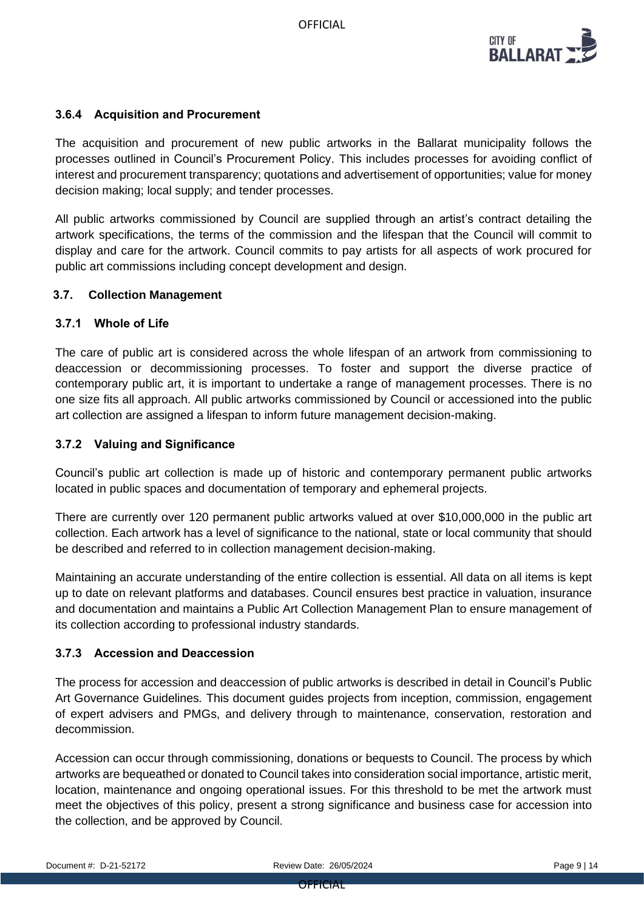#### 3.6.4 Acquisition and Procurement

The acquisition and procurement of new public artworks in the Ballarat municipality follows the processes outlined in Council's Procurement Policy. This includes processes for avoiding conflict of interest and procurement transparency; quotations and advertisement of opportunities; value for money decision making; local supply; and tender processes.

All public artworks commissioned by Council are supplied through an artist's contract detailing the artwork specifications, the terms of the commission and the lifespan that the Council will commit to display and care for the artwork. Council commits to pay artists for all aspects of work procured for public art commissions including concept development and design.

### 3.7. Collection Management

#### 3.7.1 Whole of Life

The care of public art is considered across the whole lifespan of an artwork from commissioning to deaccession or decommissioning processes. To foster and support the diverse practice of contemporary public art, it is important to undertake a range of management processes. There is no one size fits all approach. All public artworks commissioned by Council or accessioned into the public art collection are assigned a lifespan to inform future management decision-making.

#### 3.7.2 Valuing and Significance

Council's public art collection is made up of historic and contemporary permanent public artworks located in public spaces and documentation of temporary and ephemeral projects.

There are currently over 120 permanent public artworks valued at over $10,000,000 in the public art collection. Each artwork has a level of significance to the national, state or local community that should be described and referred to in collection management decision-making.

Maintaining an accurate understanding of the entire collection is essential. All data on all items is kept up to date on relevant platforms and databases. Council ensures best practice in valuation, insurance and documentation and maintains a Public Art Collection Management Plan to ensure management of its collection according to professional industry standards.

#### 3.7.3 Accession and Deaccession

The process for accession and deaccession of public artworks is described in detail in Council's Public Art Governance Guidelines*.* This document guides projects from inception, commission, engagement of expert advisers and PMGs, and delivery through to maintenance, conservation, restoration and decommission.

Accession can occur through commissioning, donations or bequests to Council. The process by which artworks are bequeathed or donated to Council takes into consideration social importance, artistic merit, location, maintenance and ongoing operational issues. For this threshold to be met the artwork must meet the objectives of this policy, present a strong significance and business case for accession into the collection, and be approved by Council.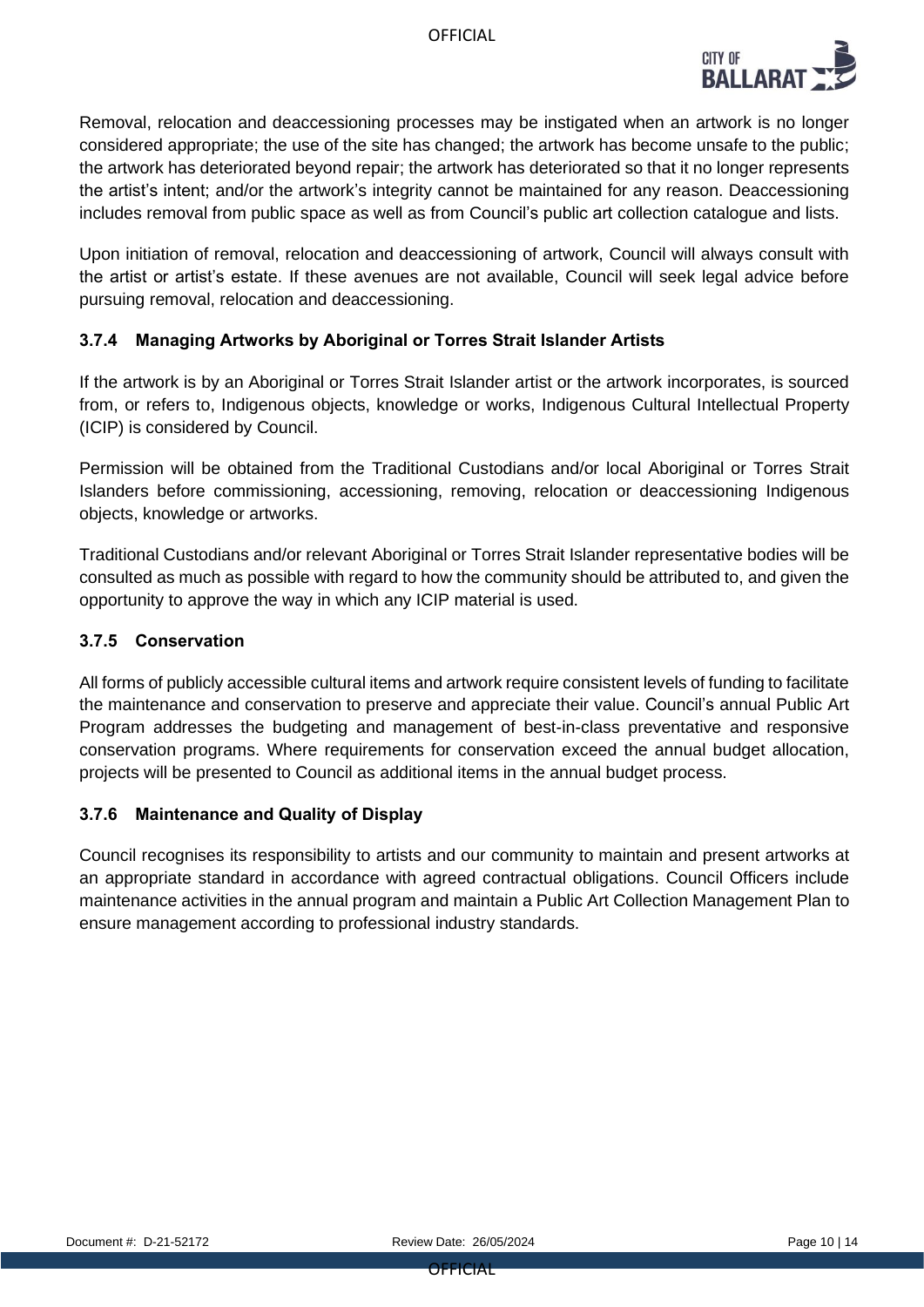Removal, relocation and deaccessioning processes may be instigated when an artwork is no longer considered appropriate; the use of the site has changed; the artwork has become unsafe to the public; the artwork has deteriorated beyond repair; the artwork has deteriorated so that it no longer represents the artist's intent; and/or the artwork's integrity cannot be maintained for any reason. Deaccessioning includes removal from public space as well as from Council's public art collection catalogue and lists.

Upon initiation of removal, relocation and deaccessioning of artwork, Council will always consult with the artist or artist's estate. If these avenues are not available, Council will seek legal advice before pursuing removal, relocation and deaccessioning.

### 3.7.4 Managing Artworks by Aboriginal or Torres Strait Islander Artists

If the artwork is by an Aboriginal or Torres Strait Islander artist or the artwork incorporates, is sourced from, or refers to, Indigenous objects, knowledge or works, Indigenous Cultural Intellectual Property (ICIP) is considered by Council.

Permission will be obtained from the Traditional Custodians and/or local Aboriginal or Torres Strait Islanders before commissioning, accessioning, removing, relocation or deaccessioning Indigenous objects, knowledge or artworks.

Traditional Custodians and/or relevant Aboriginal or Torres Strait Islander representative bodies will be consulted as much as possible with regard to how the community should be attributed to, and given the opportunity to approve the way in which any ICIP material is used.

### 3.7.5 Conservation

All forms of publicly accessible cultural items and artwork require consistent levels of funding to facilitate the maintenance and conservation to preserve and appreciate their value. Council's annual Public Art Program addresses the budgeting and management of best-in-class preventative and responsive conservation programs. Where requirements for conservation exceed the annual budget allocation, projects will be presented to Council as additional items in the annual budget process.

### 3.7.6 Maintenance and Quality of Display

Council recognises its responsibility to artists and our community to maintain and present artworks at an appropriate standard in accordance with agreed contractual obligations. Council Officers include maintenance activities in the annual program and maintain a Public Art Collection Management Plan to ensure management according to professional industry standards.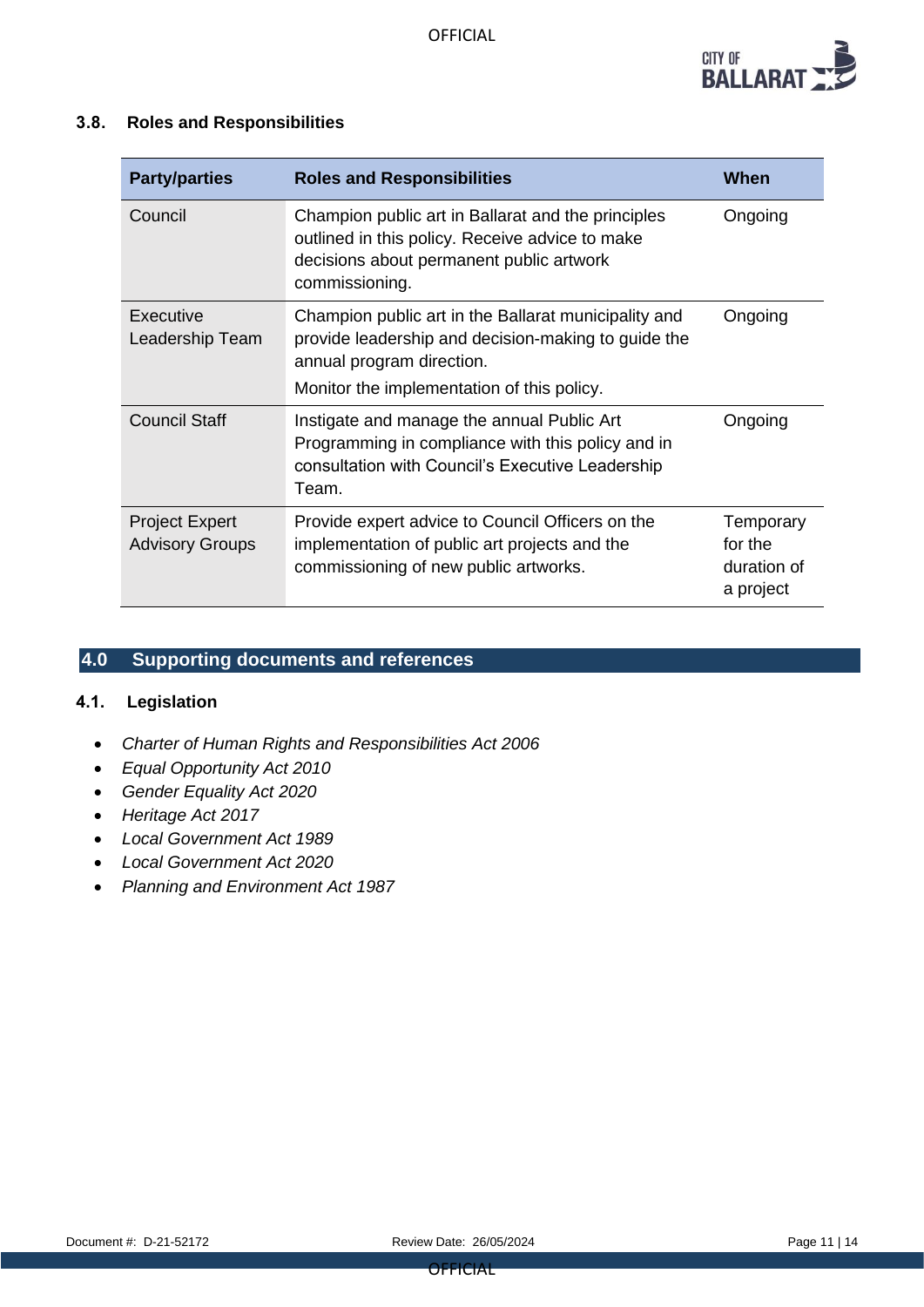### 3.8. Roles and Responsibilities

| Party/parties | Roles and Responsibilities | When |
|---|---|---|
| Council | Champion public art in Ballarat and the principles outlined in this policy. Receive advice to make decisions about permanent public artwork commissioning. | Ongoing |
| Executive Leadership Team | Champion public art in the Ballarat municipality and provide leadership and decision-making to guide the annual program direction.<br>Monitor the implementation of this policy. | Ongoing |
| Council Staff | Instigate and manage the annual Public Art Programming in compliance with this policy and in consultation with Council's Executive Leadership Team. | Ongoing |
| Project Expert Advisory Groups | Provide expert advice to Council Officers on the implementation of public art projects and the commissioning of new public artworks. | Temporary for the duration of a project |

## 4.0 Supporting documents and references

### 4.1. Legislation

- *Charter of Human Rights and Responsibilities Act 2006*
- *Equal Opportunity Act 2010*
- *Gender Equality Act 2020*
- *Heritage Act 2017*
- *Local Government Act 1989*
- *Local Government Act 2020*
- *Planning and Environment Act 1987*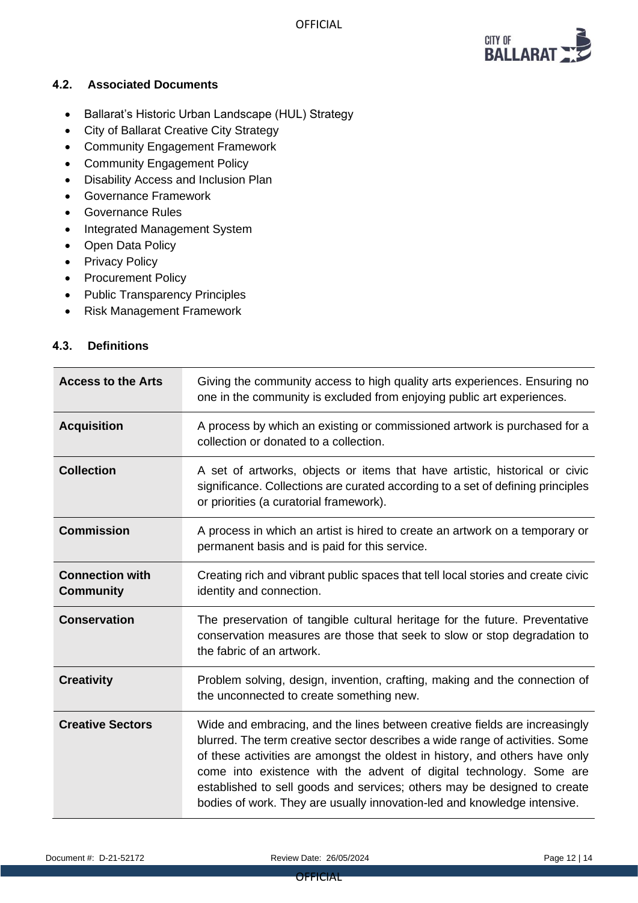### 4.2. Associated Documents

- Ballarat's Historic Urban Landscape (HUL) Strategy
- City of Ballarat Creative City Strategy
- Community Engagement Framework
- Community Engagement Policy
- Disability Access and Inclusion Plan
- Governance Framework
- Governance Rules
- Integrated Management System
- Open Data Policy
- Privacy Policy
- Procurement Policy
- Public Transparency Principles
- Risk Management Framework

### 4.3. Definitions

| | |
|---|---|
| **Access to the Arts** | Giving the community access to high quality arts experiences. Ensuring no one in the community is excluded from enjoying public art experiences. |
| **Acquisition** | A process by which an existing or commissioned artwork is purchased for a collection or donated to a collection. |
| **Collection** | A set of artworks, objects or items that have artistic, historical or civic significance. Collections are curated according to a set of defining principles or priorities (a curatorial framework). |
| **Commission** | A process in which an artist is hired to create an artwork on a temporary or permanent basis and is paid for this service. |
| **Connection with Community** | Creating rich and vibrant public spaces that tell local stories and create civic identity and connection. |
| **Conservation** | The preservation of tangible cultural heritage for the future. Preventative conservation measures are those that seek to slow or stop degradation to the fabric of an artwork. |
| **Creativity** | Problem solving, design, invention, crafting, making and the connection of the unconnected to create something new. |
| **Creative Sectors** | Wide and embracing, and the lines between creative fields are increasingly blurred. The term creative sector describes a wide range of activities. Some of these activities are amongst the oldest in history, and others have only come into existence with the advent of digital technology. Some are established to sell goods and services; others may be designed to create bodies of work. They are usually innovation-led and knowledge intensive. |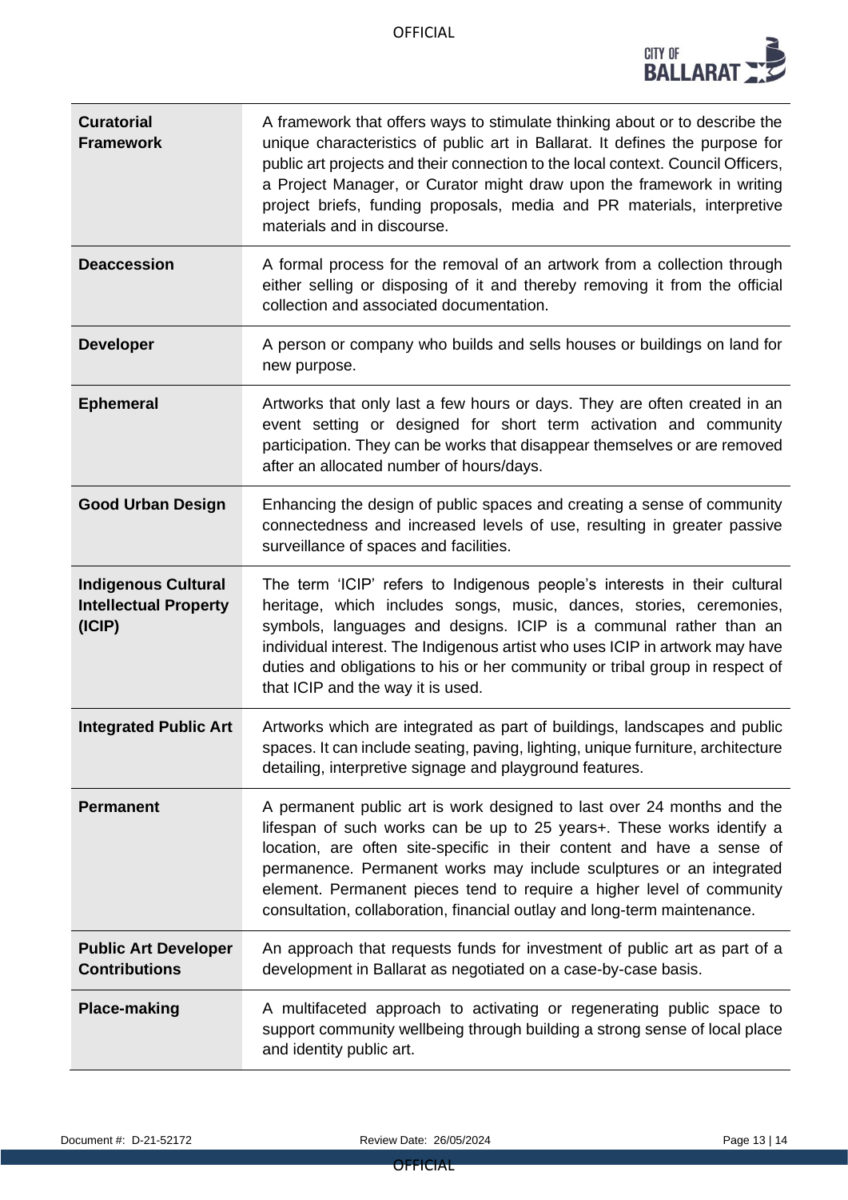| | |
|---|---|
| **Curatorial Framework** | A framework that offers ways to stimulate thinking about or to describe the unique characteristics of public art in Ballarat. It defines the purpose for public art projects and their connection to the local context. Council Officers, a Project Manager, or Curator might draw upon the framework in writing project briefs, funding proposals, media and PR materials, interpretive materials and in discourse. |
| **Deaccession** | A formal process for the removal of an artwork from a collection through either selling or disposing of it and thereby removing it from the official collection and associated documentation. |
| **Developer** | A person or company who builds and sells houses or buildings on land for new purpose. |
| **Ephemeral** | Artworks that only last a few hours or days. They are often created in an event setting or designed for short term activation and community participation. They can be works that disappear themselves or are removed after an allocated number of hours/days. |
| **Good Urban Design** | Enhancing the design of public spaces and creating a sense of community connectedness and increased levels of use, resulting in greater passive surveillance of spaces and facilities. |
| **Indigenous Cultural Intellectual Property (ICIP)** | The term 'ICIP' refers to Indigenous people's interests in their cultural heritage, which includes songs, music, dances, stories, ceremonies, symbols, languages and designs. ICIP is a communal rather than an individual interest. The Indigenous artist who uses ICIP in artwork may have duties and obligations to his or her community or tribal group in respect of that ICIP and the way it is used. |
| **Integrated Public Art** | Artworks which are integrated as part of buildings, landscapes and public spaces. It can include seating, paving, lighting, unique furniture, architecture detailing, interpretive signage and playground features. |
| **Permanent** | A permanent public art is work designed to last over 24 months and the lifespan of such works can be up to 25 years+. These works identify a location, are often site-specific in their content and have a sense of permanence. Permanent works may include sculptures or an integrated element. Permanent pieces tend to require a higher level of community consultation, collaboration, financial outlay and long-term maintenance. |
| **Public Art Developer Contributions** | An approach that requests funds for investment of public art as part of a development in Ballarat as negotiated on a case-by-case basis. |
| **Place-making** | A multifaceted approach to activating or regenerating public space to support community wellbeing through building a strong sense of local place and identity public art. |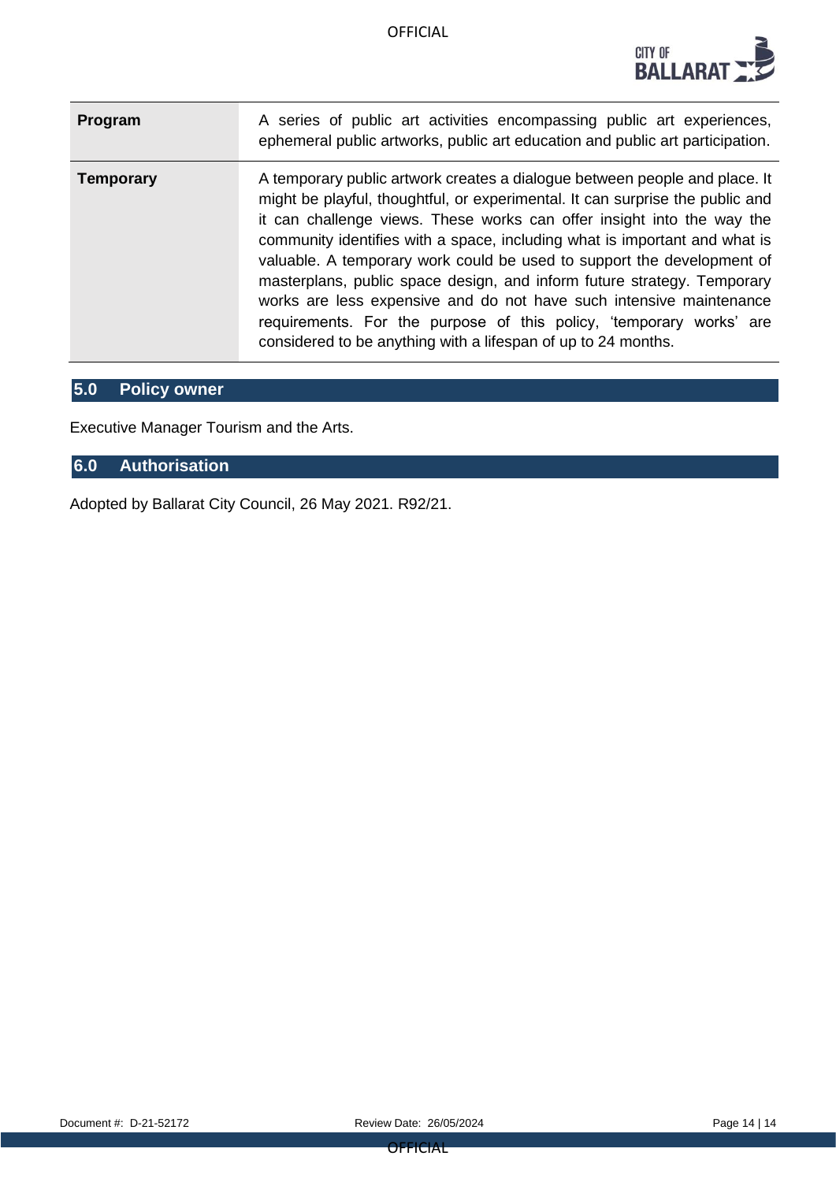| | |
|---|---|
| **Program** | A series of public art activities encompassing public art experiences, ephemeral public artworks, public art education and public art participation. |
| **Temporary** | A temporary public artwork creates a dialogue between people and place. It might be playful, thoughtful, or experimental. It can surprise the public and it can challenge views. These works can offer insight into the way the community identifies with a space, including what is important and what is valuable. A temporary work could be used to support the development of masterplans, public space design, and inform future strategy. Temporary works are less expensive and do not have such intensive maintenance requirements. For the purpose of this policy, 'temporary works' are considered to be anything with a lifespan of up to 24 months. |

## 5.0 Policy owner

Executive Manager Tourism and the Arts.

## 6.0 Authorisation

Adopted by Ballarat City Council, 26 May 2021. R92/21.